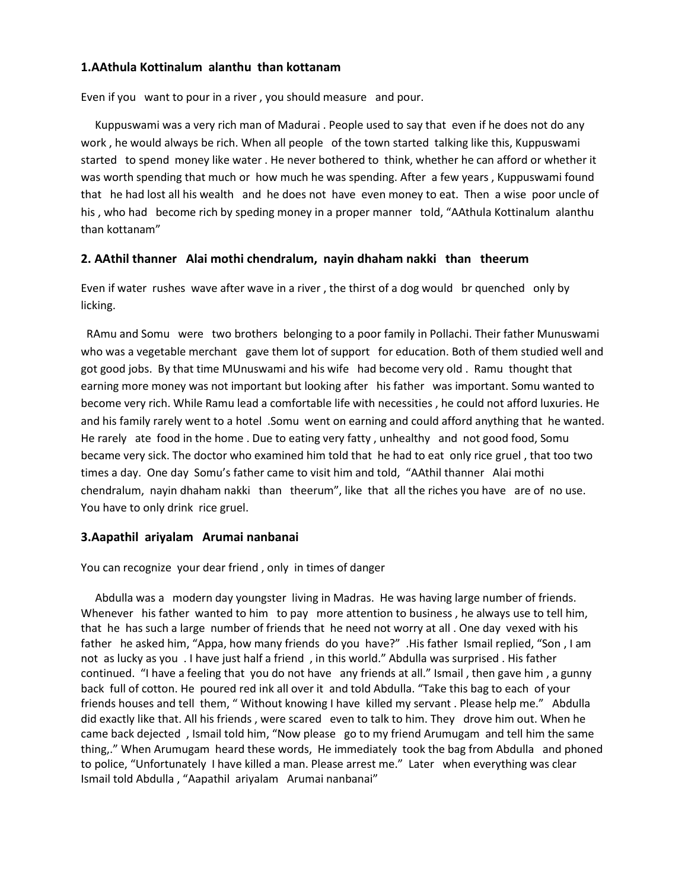### 1.AAthula Kottinalum alanthu than kottanam

Even if you want to pour in a river , you should measure and pour.

Kuppuswami was a very rich man of Madurai . People used to say that even if he does not do any work , he would always be rich. When all people of the town started talking like this, Kuppuswami started to spend money like water . He never bothered to think, whether he can afford or whether it was worth spending that much or how much he was spending. After a few years , Kuppuswami found that he had lost all his wealth and he does not have even money to eat. Then a wise poor uncle of his , who had become rich by speding money in a proper manner told, "AAthula Kottinalum alanthu than kottanam"

### 2. AAthil thanner Alai mothi chendralum, nayin dhaham nakki than theerum

Even if water rushes wave after wave in a river , the thirst of a dog would br quenched only by licking.

RAmu and Somu were two brothers belonging to a poor family in Pollachi. Their father Munuswami who was a vegetable merchant gave them lot of support for education. Both of them studied well and got good jobs. By that time MUnuswami and his wife had become very old . Ramu thought that earning more money was not important but looking after his father was important. Somu wanted to become very rich. While Ramu lead a comfortable life with necessities , he could not afford luxuries. He and his family rarely went to a hotel .Somu went on earning and could afford anything that he wanted. He rarely ate food in the home . Due to eating very fatty , unhealthy and not good food, Somu became very sick. The doctor who examined him told that he had to eat only rice gruel , that too two times a day. One day Somu's father came to visit him and told, "AAthil thanner Alai mothi chendralum, nayin dhaham nakki than theerum", like that all the riches you have are of no use. You have to only drink rice gruel.

### 3.Aapathil ariyalam Arumai nanbanai

You can recognize your dear friend , only in times of danger

Abdulla was a modern day youngster living in Madras. He was having large number of friends. Whenever his father wanted to him to pay more attention to business , he always use to tell him, that he has such a large number of friends that he need not worry at all . One day vexed with his father he asked him, "Appa, how many friends do you have?" .His father Ismail replied, "Son , I am not as lucky as you . I have just half a friend , in this world." Abdulla was surprised . His father continued. "I have a feeling that you do not have any friends at all." Ismail , then gave him , a gunny back full of cotton. He poured red ink all over it and told Abdulla. "Take this bag to each of your friends houses and tell them, " Without knowing I have killed my servant . Please help me." Abdulla did exactly like that. All his friends , were scared even to talk to him. They drove him out. When he came back dejected , Ismail told him, "Now please go to my friend Arumugam and tell him the same thing,." When Arumugam heard these words, He immediately took the bag from Abdulla and phoned to police, "Unfortunately I have killed a man. Please arrest me." Later when everything was clear Ismail told Abdulla , "Aapathil ariyalam Arumai nanbanai"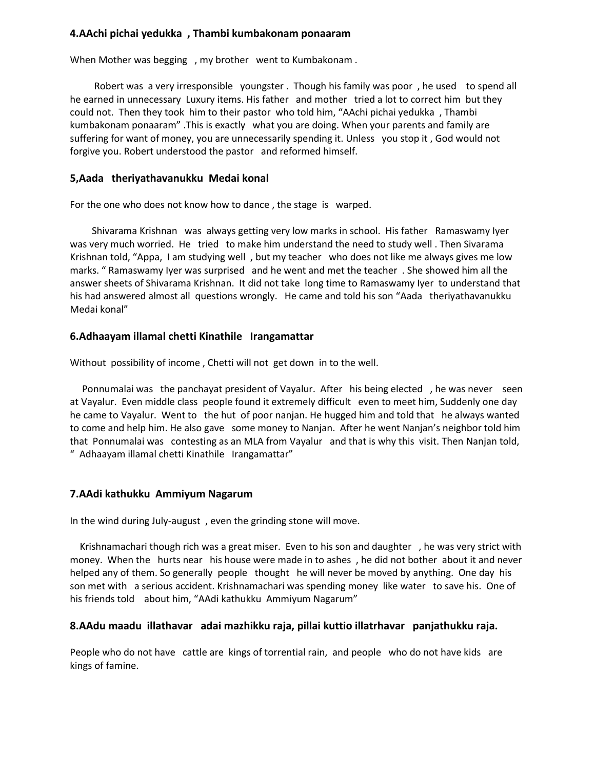### 4.AAchi pichai yedukka , Thambi kumbakonam ponaaram

When Mother was begging , my brother went to Kumbakonam .

Robert was a very irresponsible youngster . Though his family was poor , he used to spend all he earned in unnecessary Luxury items. His father and mother tried a lot to correct him but they could not. Then they took him to their pastor who told him, "AAchi pichai yedukka , Thambi kumbakonam ponaaram" .This is exactly what you are doing. When your parents and family are suffering for want of money, you are unnecessarily spending it. Unless you stop it , God would not forgive you. Robert understood the pastor and reformed himself.

### 5,Aada theriyathavanukku Medai konal

For the one who does not know how to dance , the stage is warped.

Shivarama Krishnan was always getting very low marks in school. His father Ramaswamy Iyer was very much worried. He tried to make him understand the need to study well . Then Sivarama Krishnan told, "Appa, I am studying well , but my teacher who does not like me always gives me low marks. " Ramaswamy Iyer was surprised and he went and met the teacher . She showed him all the answer sheets of Shivarama Krishnan. It did not take long time to Ramaswamy Iyer to understand that his had answered almost all questions wrongly. He came and told his son "Aada theriyathavanukku Medai konal"

### 6.Adhaayam illamal chetti Kinathile Irangamattar

Without possibility of income , Chetti will not get down in to the well.

Ponnumalai was the panchayat president of Vayalur. After his being elected , he was never seen at Vayalur. Even middle class people found it extremely difficult even to meet him, Suddenly one day he came to Vayalur. Went to the hut of poor nanjan. He hugged him and told that he always wanted to come and help him. He also gave some money to Nanjan. After he went Nanjan's neighbor told him that Ponnumalai was contesting as an MLA from Vayalur and that is why this visit. Then Nanjan told, " Adhaayam illamal chetti Kinathile Irangamattar"

### 7.AAdi kathukku Ammiyum Nagarum

In the wind during July-august , even the grinding stone will move.

Krishnamachari though rich was a great miser. Even to his son and daughter , he was very strict with money. When the hurts near his house were made in to ashes , he did not bother about it and never helped any of them. So generally people thought he will never be moved by anything. One day his son met with a serious accident. Krishnamachari was spending money like water to save his. One of his friends told about him, "AAdi kathukku Ammiyum Nagarum"

### 8.AAdu maadu illathavar adai mazhikku raja, pillai kuttio illatrhavar panjathukku raja.

People who do not have cattle are kings of torrential rain, and people who do not have kids are kings of famine.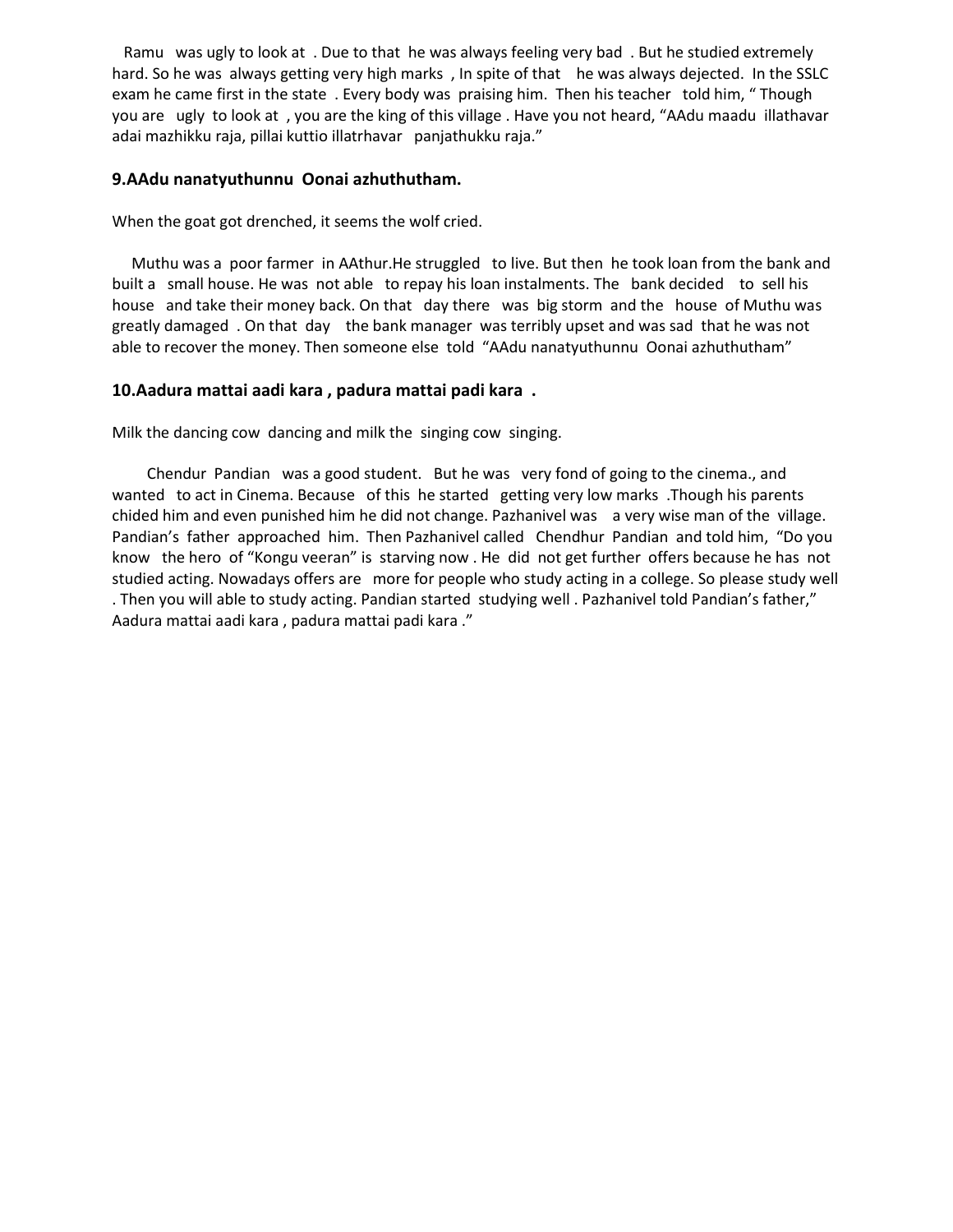Ramu was ugly to look at . Due to that he was always feeling very bad . But he studied extremely hard. So he was always getting very high marks , In spite of that he was always dejected. In the SSLC exam he came first in the state . Every body was praising him. Then his teacher told him, " Though you are ugly to look at , you are the king of this village . Have you not heard, "AAdu maadu illathavar adai mazhikku raja, pillai kuttio illatrhavar panjathukku raja."

### 9.AAdu nanatyuthunnu Oonai azhuthutham.

When the goat got drenched, it seems the wolf cried.

Muthu was a poor farmer in AAthur.He struggled to live. But then he took loan from the bank and built a small house. He was not able to repay his loan instalments. The bank decided to sell his house and take their money back. On that day there was big storm and the house of Muthu was greatly damaged . On that day the bank manager was terribly upset and was sad that he was not able to recover the money. Then someone else told "AAdu nanatyuthunnu Oonai azhuthutham"

### 10.Aadura mattai aadi kara , padura mattai padi kara .

Milk the dancing cow dancing and milk the singing cow singing.

Chendur Pandian was a good student. But he was very fond of going to the cinema., and wanted to act in Cinema. Because of this he started getting very low marks .Though his parents chided him and even punished him he did not change. Pazhanivel was a very wise man of the village. Pandian's father approached him. Then Pazhanivel called Chendhur Pandian and told him, "Do you know the hero of "Kongu veeran" is starving now . He did not get further offers because he has not studied acting. Nowadays offers are more for people who study acting in a college. So please study well . Then you will able to study acting. Pandian started studying well . Pazhanivel told Pandian's father," Aadura mattai aadi kara , padura mattai padi kara ."